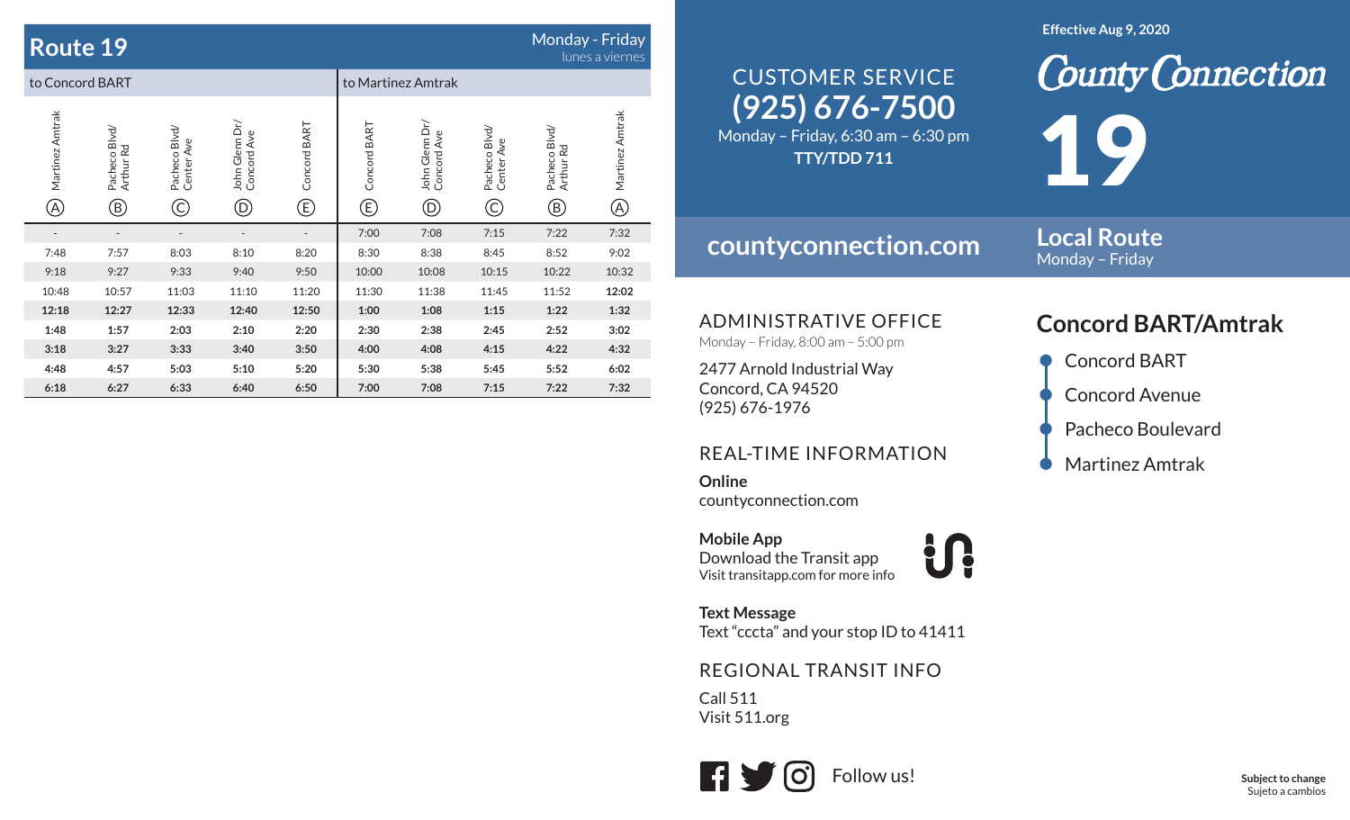## Route 19

Monday - Friday
lunes a viernes

| to Concord BART | | | | | to Martinez Amtrak | | | | |
|---|---|---|---|---|---|---|---|---|---|
| Martinez Amtrak (A) | Pacheco Blvd/ Arthur Rd (B) | Pacheco Blvd/ Center Ave (C) | John Glenn Dr/ Concord Ave (D) | Concord BART (E) | Concord BART (E) | John Glenn Dr/ Concord Ave (D) | Pacheco Blvd/ Center Ave (C) | Pacheco Blvd/ Arthur Rd (B) | Martinez Amtrak (A) |
| - | - | - | - | - | 7:00 | 7:08 | 7:15 | 7:22 | 7:32 |
| 7:48 | 7:57 | 8:03 | 8:10 | 8:20 | 8:30 | 8:38 | 8:45 | 8:52 | 9:02 |
| 9:18 | 9:27 | 9:33 | 9:40 | 9:50 | 10:00 | 10:08 | 10:15 | 10:22 | 10:32 |
| 10:48 | 10:57 | 11:03 | 11:10 | 11:20 | 11:30 | 11:38 | 11:45 | 11:52 | **12:02** |
| **12:18** | **12:27** | **12:33** | **12:40** | **12:50** | **1:00** | **1:08** | **1:15** | **1:22** | **1:32** |
| **1:48** | **1:57** | **2:03** | **2:10** | **2:20** | **2:30** | **2:38** | **2:45** | **2:52** | **3:02** |
| **3:18** | **3:27** | **3:33** | **3:40** | **3:50** | **4:00** | **4:08** | **4:15** | **4:22** | **4:32** |
| **4:48** | **4:57** | **5:03** | **5:10** | **5:20** | **5:30** | **5:38** | **5:45** | **5:52** | **6:02** |
| **6:18** | **6:27** | **6:33** | **6:40** | **6:50** | **7:00** | **7:08** | **7:15** | **7:22** | **7:32** |

CUSTOMER SERVICE
**(925) 676-7500**
Monday – Friday, 6:30 am – 6:30 pm
**TTY/TDD 711**

**countyconnection.com**

### ADMINISTRATIVE OFFICE

Monday – Friday, 8:00 am – 5:00 pm

2477 Arnold Industrial Way
Concord, CA 94520
(925) 676-1976

### REAL-TIME INFORMATION

**Online**
countyconnection.com

**Mobile App**
Download the Transit app
Visit transitapp.com for more info

**Text Message**
Text "cccta" and your stop ID to 41411

### REGIONAL TRANSIT INFO

Call 511
Visit 511.org

Follow us!

**Effective Aug 9, 2020**

# County Connection

# 19

**Local Route**
Monday – Friday

## Concord BART/Amtrak

- Concord BART
- Concord Avenue
- Pacheco Boulevard
- Martinez Amtrak

**Subject to change**
Sujeto a cambios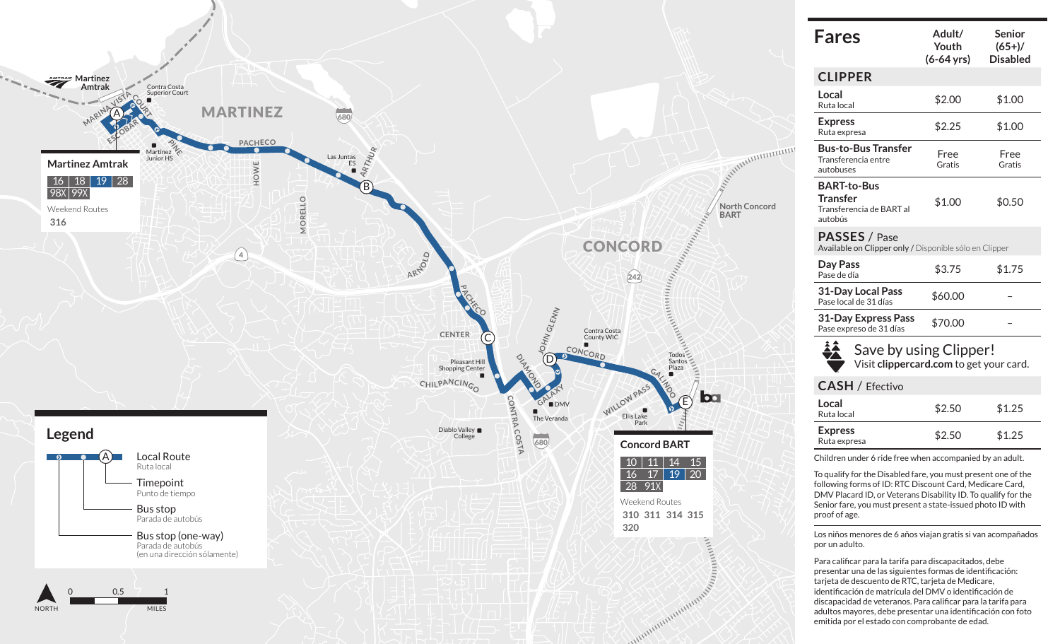Martinez Amtrak

Contra Costa Superior Court

MARTINEZ

Martinez Junior HS

**Martinez Amtrak**

16 | 18 | 19 | 28
98X | 99X

Weekend Routes

316

Las Juntas ES

CONCORD

North Concord BART

CENTER

Pleasant Hill Shopping Center

Diablo Valley College

Contra Costa County WIC

DMV

The Veranda

Todos Santos Plaza

Ellis Lake Park

**Concord BART**

10 | 11 | 14 | 15
16 | 17 | 19 | 20
28 | 91X

Weekend Routes

310 311 314 315
320

## Legend

Local Route
Ruta local

Timepoint
Punto de tiempo

Bus stop
Parada de autobús

Bus stop (one-way)
Parada de autobús
(en una dirección sólamente)

NORTH

0 0.5 1
MILES

# Fares

| | Adult/ Youth (6-64 yrs) | Senior (65+)/ Disabled |
|---|---|---|
| **CLIPPER** | | |
| **Local** Ruta local | $2.00 | $1.00 |
| **Express** Ruta expresa | $2.25 | $1.00 |
| **Bus-to-Bus Transfer** Transferencia entre autobuses | Free Gratis | Free Gratis |
| **BART-to-Bus Transfer** Transferencia de BART al autobús | $1.00 | $0.50 |
| **PASSES** / Pase — Available on Clipper only / Disponible sólo en Clipper | | |
| **Day Pass** Pase de día | $3.75 | $1.75 |
| **31-Day Local Pass** Pase local de 31 días | $60.00 | – |
| **31-Day Express Pass** Pase expreso de 31 días | $70.00 | – |
| **CASH** / Efectivo | | |
| **Local** Ruta local | $2.50 | $1.25 |
| **Express** Ruta expresa | $2.50 | $1.25 |

Save by using Clipper!
Visit **clippercard.com** to get your card.

Children under 6 ride free when accompanied by an adult.

To qualify for the Disabled fare, you must present one of the following forms of ID: RTC Discount Card, Medicare Card, DMV Placard ID, or Veterans Disability ID. To qualify for the Senior fare, you must present a state-issued photo ID with proof of age.

Los niños menores de 6 años viajan gratis si van acompañados por un adulto.

Para calificar para la tarifa para discapacitados, debe presentar una de las siguientes formas de identificación: tarjeta de descuento de RTC, tarjeta de Medicare, identificación de matrícula del DMV o identificación de discapacidad de veteranos. Para calificar para la tarifa para adultos mayores, debe presentar una identificación con foto emitida por el estado con comprobante de edad.